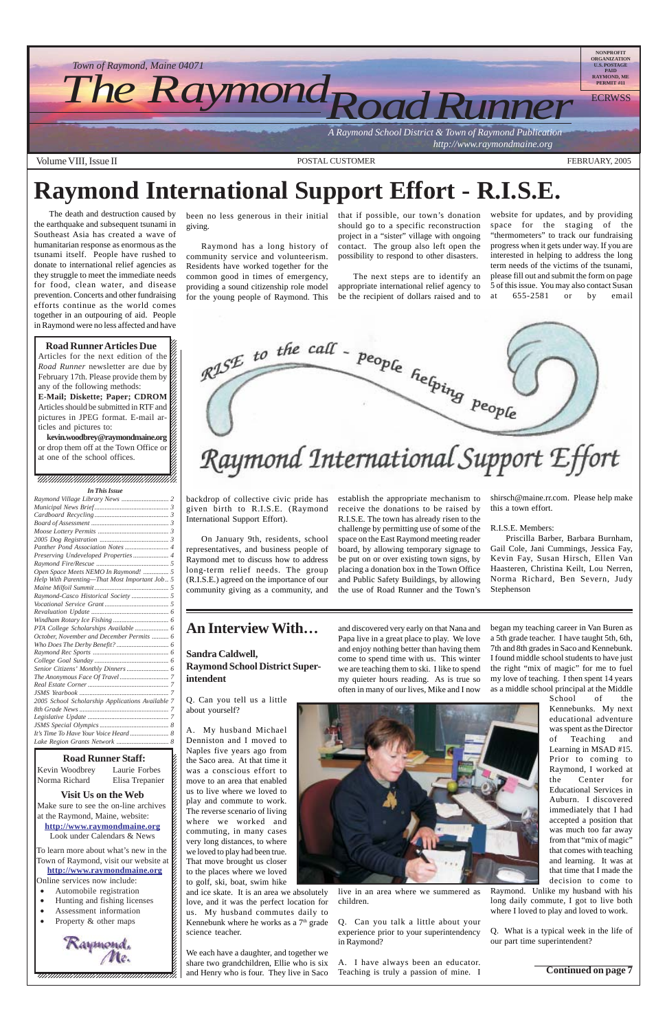Town of Raymond, Maine 04071

# The Raymond Road Runner

A Raymond School District & Town of Raymond Publication
http://www.raymondmaine.org

NONPROFIT ORGANIZATION U.S. POSTAGE PAID RAYMOND, ME PERMIT #11

ECRWSS

Volume VIII, Issue II | POSTAL CUSTOMER | FEBRUARY, 2005

# Raymond International Support Effort - R.I.S.E.

The death and destruction caused by the earthquake and subsequent tsunami in Southeast Asia has created a wave of humanitarian response as enormous as the tsunami itself. People have rushed to donate to international relief agencies as they struggle to meet the immediate needs for food, clean water, and disease prevention. Concerts and other fundraising efforts continue as the world comes together in an outpouring of aid. People in Raymond were no less affected and have been no less generous in their initial giving.

Raymond has a long history of community service and volunteerism. Residents have worked together for the common good in times of emergency, providing a sound citizenship role model for the young people of Raymond. This backdrop of collective civic pride has given birth to R.I.S.E. (Raymond International Support Effort).

On January 9th, residents, school representatives, and business people of Raymond met to discuss how to address long-term relief needs. The group (R.I.S.E.) agreed on the importance of our community giving as a community, and that if possible, our town's donation should go to a specific reconstruction project in a "sister" village with ongoing contact. The group also left open the possibility to respond to other disasters.

The next steps are to identify an appropriate international relief agency to be the recipient of dollars raised and to establish the appropriate mechanism to receive the donations to be raised by R.I.S.E. The town has already risen to the challenge by permitting use of some of the space on the East Raymond meeting reader board, by allowing temporary signage to be put on or over existing town signs, by placing a donation box in the Town Office and Public Safety Buildings, by allowing the use of Road Runner and the Town's website for updates, and by providing space for the staging of the "thermometers" to track our fundraising progress when it gets under way. If you are interested in helping to address the long term needs of the victims of the tsunami, please fill out and submit the form on page 5 of this issue. You may also contact Susan at 655-2581 or by email shirsch@maine.rr.com. Please help make this a town effort.

R.I.S.E. Members:

Priscilla Barber, Barbara Burnham, Gail Cole, Jani Cummings, Jessica Fay, Kevin Fay, Susan Hirsch, Ellen Van Haasteren, Christina Keilt, Lou Nerren, Norma Richard, Ben Severn, Judy Stephenson

RISE to the call - people helping people

Raymond International Support Effort

---

**Road Runner Articles Due**

Articles for the next edition of the *Road Runner* newsletter are due by February 17th. Please provide them by any of the following methods:

**E-Mail; Diskette; Paper; CDROM**

Articles should be submitted in RTF and pictures in JPEG format. E-mail articles and pictures to:

**kevin.woodbrey@raymondmaine.org**

or drop them off at the Town Office or at one of the school offices.

---

*In This Issue*

| | |
|---|---|
| Raymond Village Library News | 2 |
| Municipal News Brief | 3 |
| Cardboard Recycling | 3 |
| Board of Assessment | 3 |
| Moose Lottery Permits | 3 |
| 2005 Dog Registration | 3 |
| Panther Pond Association Notes | 4 |
| Preserving Undeveloped Properties | 4 |
| Raymond Fire/Rescue | 5 |
| Open Space Meets NEMO In Raymond! | 5 |
| Help With Parenting—That Most Important Job | 5 |
| Maine Milfoil Summit | 5 |
| Raymond-Casco Historical Society | 5 |
| Vocational Service Grant | 5 |
| Revaluation Update | 6 |
| Windham Rotary Ice Fishing | 6 |
| PTA College Scholarships Available | 6 |
| October, November and December Permits | 6 |
| Who Does The Derby Benefit? | 6 |
| Raymond Rec Sports | 6 |
| College Goal Sunday | 6 |
| Senior Citizens' Monthly Dinners | 6 |
| The Anonymous Face Of Travel | 7 |
| Real Estate Corner | 7 |
| JSMS Yearbook | 7 |
| 2005 School Scholarship Applications Available | 7 |
| 8th Grade News | 7 |
| Legislative Update | 7 |
| JSMS Special Olympics | 8 |
| It's Time To Have Your Voice Heard | 8 |
| Lake Region Grants Network | 8 |

**Road Runner Staff:**

Kevin Woodbrey, Laurie Forbes, Norma Richard, Elisa Trepanier

**Visit Us on the Web**

Make sure to see the on-line archives at the Raymond, Maine, website: **http://www.raymondmaine.org** Look under Calendars & News

To learn more about what's new in the Town of Raymond, visit our website at **http://www.raymondmaine.org**

Online services now include:

- Automobile registration
- Hunting and fishing licenses
- Assessment information
- Property & other maps

Raymond, Me.

---

## An Interview With…

**Sandra Caldwell, Raymond School District Superintendent**

Q. Can you tell us a little about yourself?

A. My husband Michael Denniston and I moved to Naples five years ago from the Saco area. At that time it was a conscious effort to move to an area that enabled us to live where we loved to play and commute to work. The reverse scenario of living where we worked and commuting, in many cases very long distances, to where we loved to play had been true. That move brought us closer to the places where we loved to golf, ski, boat, swim hike and ice skate. It is an area we absolutely love, and it was the perfect location for us. My husband commutes daily to Kennebunk where he works as a 7th grade science teacher.

We each have a daughter, and together we share two grandchildren, Ellie who is six and Henry who is four. They live in Saco and discovered very early on that Nana and Papa live in a great place to play. We love and enjoy nothing better than having them come to spend time with us. This winter we are teaching them to ski. I like to spend my quieter hours reading. As is true so often in many of our lives, Mike and I now live in an area where we summered as children.

Q. Can you talk a little about your experience prior to your superintendency in Raymond?

A. I have always been an educator. Teaching is truly a passion of mine. I began my teaching career in Van Buren as a 5th grade teacher. I have taught 5th, 6th, 7th and 8th grades in Saco and Kennebunk. I found middle school students to have just the right "mix of magic" for me to fuel my love of teaching. I then spent 14 years as a middle school principal at the Middle School of the Kennebunks. My next educational adventure was spent as the Director of Teaching and Learning in MSAD #15. Prior to coming to Raymond, I worked at the Center for Educational Services in Auburn. I discovered immediately that I had accepted a position that was much too far away from that "mix of magic" that comes with teaching and learning. It was at that time that I made the decision to come to Raymond. Unlike my husband with his long daily commute, I got to live both where I loved to play and loved to work.

Q. What is a typical week in the life of our part time superintendent?

**Continued on page 7**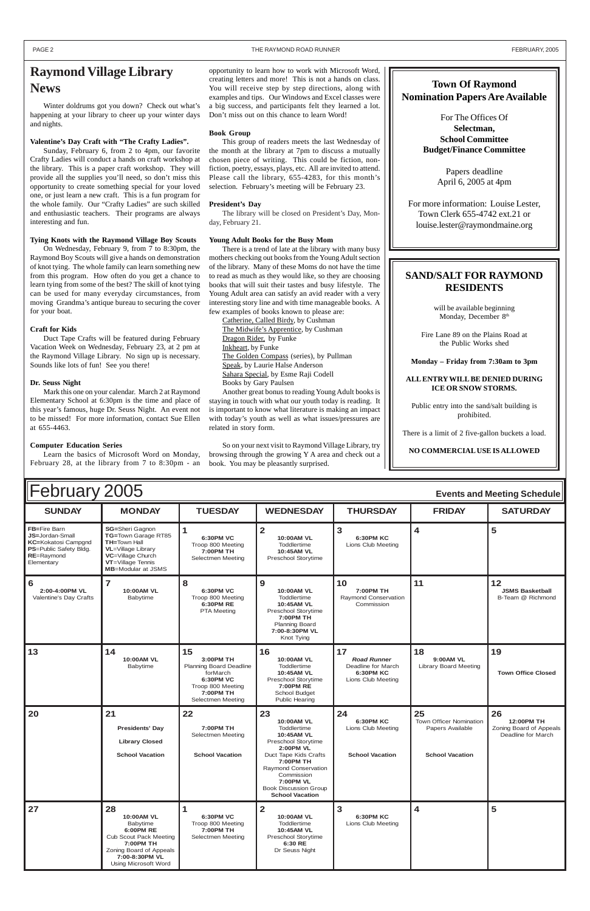# Raymond Village Library News

Winter doldrums got you down? Check out what's happening at your library to cheer up your winter days and nights.

**Valentine's Day Craft with "The Crafty Ladies".**

Sunday, February 6, from 2 to 4pm, our favorite Crafty Ladies will conduct a hands on craft workshop at the library. This is a paper craft workshop. They will provide all the supplies you'll need, so don't miss this opportunity to create something special for your loved one, or just learn a new craft. This is a fun program for the whole family. Our "Crafty Ladies" are such skilled and enthusiastic teachers. Their programs are always interesting and fun.

**Tying Knots with the Raymond Village Boy Scouts**

On Wednesday, February 9, from 7 to 8:30pm, the Raymond Boy Scouts will give a hands on demonstration of knot tying. The whole family can learn something new from this program. How often do you get a chance to learn tying from some of the best? The skill of knot tying can be used for many everyday circumstances, from moving Grandma's antique bureau to securing the cover for your boat.

**Craft for Kids**

Duct Tape Crafts will be featured during February Vacation Week on Wednesday, February 23, at 2 pm at the Raymond Village Library. No sign up is necessary. Sounds like lots of fun! See you there!

**Dr. Seuss Night**

Mark this one on your calendar. March 2 at Raymond Elementary School at 6:30pm is the time and place of this year's famous, huge Dr. Seuss Night. An event not to be missed! For more information, contact Sue Ellen at 655-4463.

**Computer Education Series**

Learn the basics of Microsoft Word on Monday, February 28, at the library from 7 to 8:30pm - an opportunity to learn how to work with Microsoft Word, creating letters and more! This is not a hands on class. You will receive step by step directions, along with examples and tips. Our Windows and Excel classes were a big success, and participants felt they learned a lot. Don't miss out on this chance to learn Word!

**Book Group**

This group of readers meets the last Wednesday of the month at the library at 7pm to discuss a mutually chosen piece of writing. This could be fiction, non-fiction, poetry, essays, plays, etc. All are invited to attend. Please call the library, 655-4283, for this month's selection. February's meeting will be February 23.

**President's Day**

The library will be closed on President's Day, Monday, February 21.

**Young Adult Books for the Busy Mom**

There is a trend of late at the library with many busy mothers checking out books from the Young Adult section of the library. Many of these Moms do not have the time to read as much as they would like, so they are choosing books that will suit their tastes and busy lifestyle. The Young Adult area can satisfy an avid reader with a very interesting story line and with time manageable books. A few examples of books known to please are:

- Catherine, Called Birdy, by Cushman
- The Midwife's Apprentice, by Cushman
- Dragon Rider, by Funke
- Inkheart, by Funke
- The Golden Compass (series), by Pullman
- Speak, by Laurie Halse Anderson
- Sahara Special, by Esme Raji Codell
- Books by Gary Paulsen

Another great bonus to reading Young Adult books is staying in touch with what our youth today is reading. It is important to know what literature is making an impact with today's youth as well as what issues/pressures are related in story form.

So on your next visit to Raymond Village Library, try browsing through the growing Y A area and check out a book. You may be pleasantly surprised.

## Town Of Raymond Nomination Papers Are Available

For The Offices Of
**Selectman,**
**School Committee**
**Budget/Finance Committee**

Papers deadline
April 6, 2005 at 4pm

For more information: Louise Lester, Town Clerk 655-4742 ext.21 or louise.lester@raymondmaine.org

## SAND/SALT FOR RAYMOND RESIDENTS

will be available beginning Monday, December 8th

Fire Lane 89 on the Plains Road at the Public Works shed

**Monday – Friday from 7:30am to 3pm**

**ALL ENTRY WILL BE DENIED DURING ICE OR SNOW STORMS.**

Public entry into the sand/salt building is prohibited.

There is a limit of 2 five-gallon buckets a load.

**NO COMMERCIAL USE IS ALLOWED**

# February 2005 — Events and Meeting Schedule

| SUNDAY | MONDAY | TUESDAY | WEDNESDAY | THURSDAY | FRIDAY | SATURDAY |
|---|---|---|---|---|---|---|
| **FB**=Fire Barn<br>**JS**=Jordan-Small<br>**KC**=Kokatosi Campgnd<br>**PS**=Public Safety Bldg.<br>**RE**=Raymond Elementary | **SG**=Sheri Gagnon<br>**TG**=Town Garage RT85<br>**TH**=Town Hall<br>**VL**=Village Library<br>**VC**=Village Church<br>**VT**=Village Tennis<br>**MB**=Modular at JSMS | **1**<br>**6:30PM VC** Troop 800 Meeting<br>**7:00PM TH** Selectmen Meeting | **2**<br>**10:00AM VL** Toddlertime<br>**10:45AM VL** Preschool Storytime | **3**<br>**6:30PM KC** Lions Club Meeting | **4** | **5** |
| **6**<br>**2:00-4:00PM VL** Valentine's Day Crafts | **7**<br>**10:00AM VL** Babytime | **8**<br>**6:30PM VC** Troop 800 Meeting<br>**6:30PM RE** PTA Meeting | **9**<br>**10:00AM VL** Toddlertime<br>**10:45AM VL** Preschool Storytime<br>**7:00PM TH** Planning Board<br>**7:00-8:30PM VL** Knot Tying | **10**<br>**7:00PM TH** Raymond Conservation Commission | **11** | **12**<br>**JSMS Basketball** B-Team @ Richmond |
| **13** | **14**<br>**10:00AM VL** Babytime | **15**<br>**3:00PM TH** Planning Board Deadline forMarch<br>**6:30PM VC** Troop 800 Meeting<br>**7:00PM TH** Selectmen Meeting | **16**<br>**10:00AM VL** Toddlertime<br>**10:45AM VL** Preschool Storytime<br>**7:00PM RE** School Budget Public Hearing | **17**<br>***Road Runner*** Deadline for March<br>**6:30PM KC** Lions Club Meeting | **18**<br>**9:00AM VL** Library Board Meeting | **19**<br>**Town Office Closed** |
| **20** | **21**<br>**Presidents' Day**<br>**Library Closed**<br>**School Vacation** | **22**<br>**7:00PM TH** Selectmen Meeting<br>**School Vacation** | **23**<br>**10:00AM VL** Toddlertime<br>**10:45AM VL** Preschool Storytime<br>**2:00PM VL** Duct Tape Kids Crafts<br>**7:00PM TH** Raymond Conservation Commission<br>**7:00PM VL** Book Discussion Group<br>**School Vacation** | **24**<br>**6:30PM KC** Lions Club Meeting<br>**School Vacation** | **25**<br>Town Officer Nomination Papers Available<br>**School Vacation** | **26**<br>**12:00PM TH** Zoning Board of Appeals Deadline for March |
| **27** | **28**<br>**10:00AM VL** Babytime<br>**6:00PM RE** Cub Scout Pack Meeting<br>**7:00PM TH** Zoning Board of Appeals<br>**7:00-8:30PM VL** Using Microsoft Word | **1**<br>**6:30PM VC** Troop 800 Meeting<br>**7:00PM TH** Selectmen Meeting | **2**<br>**10:00AM VL** Toddlertime<br>**10:45AM VL** Preschool Storytime<br>**6:30 RE** Dr Seuss Night | **3**<br>**6:30PM KC** Lions Club Meeting | **4** | **5** |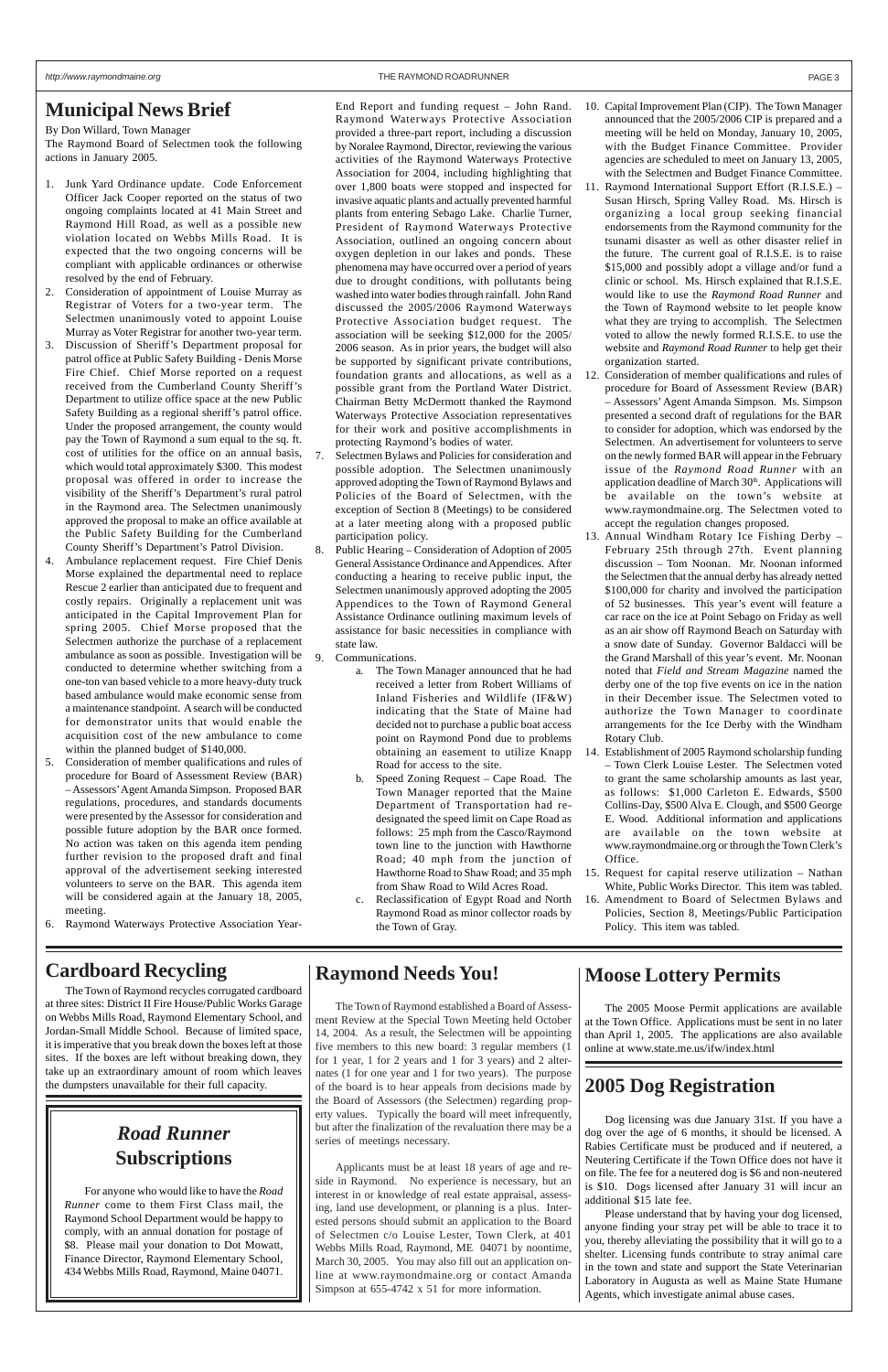# Municipal News Brief

By Don Willard, Town Manager

The Raymond Board of Selectmen took the following actions in January 2005.

1. Junk Yard Ordinance update. Code Enforcement Officer Jack Cooper reported on the status of two ongoing complaints located at 41 Main Street and Raymond Hill Road, as well as a possible new violation located on Webbs Mills Road. It is expected that the two ongoing concerns will be compliant with applicable ordinances or otherwise resolved by the end of February.
2. Consideration of appointment of Louise Murray as Registrar of Voters for a two-year term. The Selectmen unanimously voted to appoint Louise Murray as Voter Registrar for another two-year term.
3. Discussion of Sheriff's Department proposal for patrol office at Public Safety Building - Denis Morse Fire Chief. Chief Morse reported on a request received from the Cumberland County Sheriff's Department to utilize office space at the new Public Safety Building as a regional sheriff's patrol office. Under the proposed arrangement, the county would pay the Town of Raymond a sum equal to the sq. ft. cost of utilities for the office on an annual basis, which would total approximately $300. This modest proposal was offered in order to increase the visibility of the Sheriff's Department's rural patrol in the Raymond area. The Selectmen unanimously approved the proposal to make an office available at the Public Safety Building for the Cumberland County Sheriff's Department's Patrol Division.
4. Ambulance replacement request. Fire Chief Denis Morse explained the departmental need to replace Rescue 2 earlier than anticipated due to frequent and costly repairs. Originally a replacement unit was anticipated in the Capital Improvement Plan for spring 2005. Chief Morse proposed that the Selectmen authorize the purchase of a replacement ambulance as soon as possible. Investigation will be conducted to determine whether switching from a one-ton van based vehicle to a more heavy-duty truck based ambulance would make economic sense from a maintenance standpoint. A search will be conducted for demonstrator units that would enable the acquisition cost of the new ambulance to come within the planned budget of $140,000.
5. Consideration of member qualifications and rules of procedure for Board of Assessment Review (BAR) – Assessors' Agent Amanda Simpson. Proposed BAR regulations, procedures, and standards documents were presented by the Assessor for consideration and possible future adoption by the BAR once formed. No action was taken on this agenda item pending further revision to the proposed draft and final approval of the advertisement seeking interested volunteers to serve on the BAR. This agenda item will be considered again at the January 18, 2005, meeting.
6. Raymond Waterways Protective Association Year-End Report and funding request – John Rand. Raymond Waterways Protective Association provided a three-part report, including a discussion by Noralee Raymond, Director, reviewing the various activities of the Raymond Waterways Protective Association for 2004, including highlighting that over 1,800 boats were stopped and inspected for invasive aquatic plants and actually prevented harmful plants from entering Sebago Lake. Charlie Turner, President of Raymond Waterways Protective Association, outlined an ongoing concern about oxygen depletion in our lakes and ponds. These phenomena may have occurred over a period of years due to drought conditions, with pollutants being washed into water bodies through rainfall. John Rand discussed the 2005/2006 Raymond Waterways Protective Association budget request. The association will be seeking $12,000 for the 2005/2006 season. As in prior years, the budget will also be supported by significant private contributions, foundation grants and allocations, as well as a possible grant from the Portland Water District. Chairman Betty McDermott thanked the Raymond Waterways Protective Association representatives for their work and positive accomplishments in protecting Raymond's bodies of water.
7. Selectmen Bylaws and Policies for consideration and possible adoption. The Selectmen unanimously approved adopting the Town of Raymond Bylaws and Policies of the Board of Selectmen, with the exception of Section 8 (Meetings) to be considered at a later meeting along with a proposed public participation policy.
8. Public Hearing – Consideration of Adoption of 2005 General Assistance Ordinance and Appendices. After conducting a hearing to receive public input, the Selectmen unanimously approved adopting the 2005 Appendices to the Town of Raymond General Assistance Ordinance outlining maximum levels of assistance for basic necessities in compliance with state law.
9. Communications.
   a. The Town Manager announced that he had received a letter from Robert Williams of Inland Fisheries and Wildlife (IF&W) indicating that the State of Maine had decided not to purchase a public boat access point on Raymond Pond due to problems obtaining an easement to utilize Knapp Road for access to the site.
   b. Speed Zoning Request – Cape Road. The Town Manager reported that the Maine Department of Transportation had re-designated the speed limit on Cape Road as follows: 25 mph from the Casco/Raymond town line to the junction with Hawthorne Road; 40 mph from the junction of Hawthorne Road to Shaw Road; and 35 mph from Shaw Road to Wild Acres Road.
   c. Reclassification of Egypt Road and North Raymond Road as minor collector roads by the Town of Gray.
10. Capital Improvement Plan (CIP). The Town Manager announced that the 2005/2006 CIP is prepared and a meeting will be held on Monday, January 10, 2005, with the Budget Finance Committee. Provider agencies are scheduled to meet on January 13, 2005, with the Selectmen and Budget Finance Committee.
11. Raymond International Support Effort (R.I.S.E.) – Susan Hirsch, Spring Valley Road. Ms. Hirsch is organizing a local group seeking financial endorsements from the Raymond community for the tsunami disaster as well as other disaster relief in the future. The current goal of R.I.S.E. is to raise $15,000 and possibly adopt a village and/or fund a clinic or school. Ms. Hirsch explained that R.I.S.E. would like to use the *Raymond Road Runner* and the Town of Raymond website to let people know what they are trying to accomplish. The Selectmen voted to allow the newly formed R.I.S.E. to use the website and *Raymond Road Runner* to help get their organization started.
12. Consideration of member qualifications and rules of procedure for Board of Assessment Review (BAR) – Assessors' Agent Amanda Simpson. Ms. Simpson presented a second draft of regulations for the BAR to consider for adoption, which was endorsed by the Selectmen. An advertisement for volunteers to serve on the newly formed BAR will appear in the February issue of the *Raymond Road Runner* with an application deadline of March 30th. Applications will be available on the town's website at www.raymondmaine.org. The Selectmen voted to accept the regulation changes proposed.
13. Annual Windham Rotary Ice Fishing Derby – February 25th through 27th. Event planning discussion – Tom Noonan. Mr. Noonan informed the Selectmen that the annual derby has already netted $100,000 for charity and involved the participation of 52 businesses. This year's event will feature a car race on the ice at Point Sebago on Friday as well as an air show off Raymond Beach on Saturday with a snow date of Sunday. Governor Baldacci will be the Grand Marshall of this year's event. Mr. Noonan noted that *Field and Stream Magazine* named the derby one of the top five events on ice in the nation in their December issue. The Selectmen voted to authorize the Town Manager to coordinate arrangements for the Ice Derby with the Windham Rotary Club.
14. Establishment of 2005 Raymond scholarship funding – Town Clerk Louise Lester. The Selectmen voted to grant the same scholarship amounts as last year, as follows: $1,000 Carleton E. Edwards, $500 Collins-Day, $500 Alva E. Clough, and $500 George E. Wood. Additional information and applications are available on the town website at www.raymondmaine.org or through the Town Clerk's Office.
15. Request for capital reserve utilization – Nathan White, Public Works Director. This item was tabled.
16. Amendment to Board of Selectmen Bylaws and Policies, Section 8, Meetings/Public Participation Policy. This item was tabled.

# Cardboard Recycling

The Town of Raymond recycles corrugated cardboard at three sites: District II Fire House/Public Works Garage on Webbs Mills Road, Raymond Elementary School, and Jordan-Small Middle School. Because of limited space, it is imperative that you break down the boxes left at those sites. If the boxes are left without breaking down, they take up an extraordinary amount of room which leaves the dumpsters unavailable for their full capacity.

# *Road Runner* Subscriptions

For anyone who would like to have the *Road Runner* come to them First Class mail, the Raymond School Department would be happy to comply, with an annual donation for postage of $8. Please mail your donation to Dot Mowatt, Finance Director, Raymond Elementary School, 434 Webbs Mills Road, Raymond, Maine 04071.

# Raymond Needs You!

The Town of Raymond established a Board of Assessment Review at the Special Town Meeting held October 14, 2004. As a result, the Selectmen will be appointing five members to this new board: 3 regular members (1 for 1 year, 1 for 2 years and 1 for 3 years) and 2 alternates (1 for one year and 1 for two years). The purpose of the board is to hear appeals from decisions made by the Board of Assessors (the Selectmen) regarding property values. Typically the board will meet infrequently, but after the finalization of the revaluation there may be a series of meetings necessary.

Applicants must be at least 18 years of age and reside in Raymond. No experience is necessary, but an interest in or knowledge of real estate appraisal, assessing, land use development, or planning is a plus. Interested persons should submit an application to the Board of Selectmen c/o Louise Lester, Town Clerk, at 401 Webbs Mills Road, Raymond, ME 04071 by noontime, March 30, 2005. You may also fill out an application online at www.raymondmaine.org or contact Amanda Simpson at 655-4742 x 51 for more information.

# Moose Lottery Permits

The 2005 Moose Permit applications are available at the Town Office. Applications must be sent in no later than April 1, 2005. The applications are also available online at www.state.me.us/ifw/index.html

# 2005 Dog Registration

Dog licensing was due January 31st. If you have a dog over the age of 6 months, it should be licensed. A Rabies Certificate must be produced and if neutered, a Neutering Certificate if the Town Office does not have it on file. The fee for a neutered dog is $6 and non-neutered is $10. Dogs licensed after January 31 will incur an additional $15 late fee.

Please understand that by having your dog licensed, anyone finding your stray pet will be able to trace it to you, thereby alleviating the possibility that it will go to a shelter. Licensing funds contribute to stray animal care in the town and state and support the State Veterinarian Laboratory in Augusta as well as Maine State Humane Agents, which investigate animal abuse cases.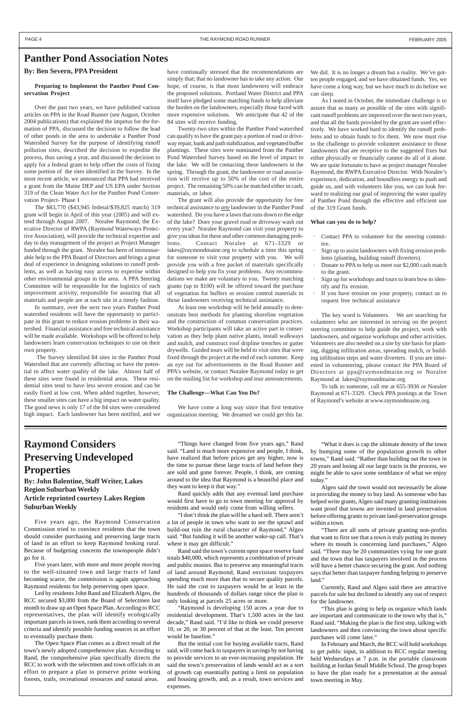# Panther Pond Association Notes

## By: Ben Severn, PPA President

**Preparing to Implement the Panther Pond Conservation Project**

Over the past two years, we have published various articles on PPA in the Road Runner (see August, October 2004 publications) that explained the impetus for the formation of PPA, discussed the decision to follow the lead of other ponds in the area to undertake a Panther Pond Watershed Survey for the purpose of identifying runoff pollution sites, described the decision to expedite the process, thus saving a year, and discussed the decision to apply for a federal grant to help offset the costs of fixing some portion of the sites identified in the Survey. In the most recent article, we announced that PPA had received a grant from the Maine DEP and US EPA under Section 319 of the Clean Water Act for the Panther Pond Conservation Project- Phase I

The $83,770 ($43,945 federal/$39,825 match) 319 grant will begin in April of this year (2005) and will extend through August 2007. Noralee Raymond, the Executive Director of RWPA (Raymond Waterways Protective Association), will provide the technical expertise and day to day management of the project as Project Manager funded through the grant. Noralee has been of immeasurable help to the PPA Board of Directors and brings a great deal of experience in designing solutions to runoff problems, as well as having easy access to expertise within other environmental groups in the area. A PPA Steering Committee will be responsible for the logistics of each improvement activity, responsible for assuring that all materials and people are at each site in a timely fashion.

In summary, over the next two years Panther Pond watershed residents will have the opportunity to participate in this grant to reduce erosion problems in their watershed. Financial assistance and free technical assistance will be made available. Workshops will be offered to help landowners learn conservation techniques to use on their own property.

The Survey identified 84 sites in the Panther Pond Watershed that are currently affecting or have the potential to affect water quality of the lake. Almost half of these sites were found in residential areas. These residential sites tend to have less severe erosion and can be easily fixed at low cost. When added together, however, these smaller sites can have a big impact on water quality. The good news is only 17 of the 84 sites were considered high impact. Each landowner has been notified, and we have continually stressed that the recommendations are simply that; that no landowner has to take any action. Our hope, of course, is that most landowners will embrace the proposed solutions. Portland Water District and PPA itself have pledged some matching funds to help alleviate the burden on the landowners, especially those faced with more expensive solutions. We anticipate that 42 of the 84 sites will receive funding.

Twenty-two sites within the Panther Pond watershed can qualify to have the grant pay a portion of road or driveway repair, bank and path stabilization, and vegetated buffer plantings. These sites were nominated from the Panther Pond Watershed Survey based on the level of impact to the lake. We will be contacting these landowners in the spring. Through the grant, the landowner or road association will receive up to 50% of the cost of the entire project. The remaining 50% can be matched either in cash, materials, or labor.

The grant will also provide the opportunity for free technical assistance to *any* landowner in the Panther Pond watershed. Do you have a lawn that runs down to the edge of the lake? Does your gravel road or driveway wash out every year? Noralee Raymond can visit your property to give you ideas for these and other common damaging problems. Contact Noralee at 671-3329 or lakes@raymondmaine.org to schedule a time this spring for someone to visit your property with you. We will provide you with a free packet of materials specifically designed to help you fix your problems. Any recommendations we make are voluntary to you. Twenty matching grants (up to $100) will be offered toward the purchase of vegetation for buffers or erosion control materials to those landowners receiving technical assistance.

At least one workshop will be held annually to demonstrate best methods for planting shoreline vegetation and the construction of common conservation practices. Workshop participants will take an active part in conservation as they help plant native plants, install walkways and mulch, and construct roof dripline trenches or gutter drywells. Guided tours will be held to visit sites that were fixed through the project at the end of each summer. Keep an eye out for advertisements in the Road Runner and PPA's website, or contact Noralee Raymond today to get on the mailing list for workshop and tour announcements.

**The Challenge—What Can You Do?**

We have come a long way since that first tentative organization meeting. We dreamed we could get this far. We did. It is no longer a dream but a reality. We've gotten people engaged, and we have obtained funds. Yes, we have come a long way, but we have much to do before we can sleep.

As I noted in October, the immediate challenge is to assure that as many as possible of the sites with significant runoff problems are improved over the next two years, and that all the funds provided by the grant are used effectively. We have worked hard to identify the runoff problems and to obtain funds to fix them. We now must rise to the challenge to provide volunteer assistance to those landowners that are receptive to the suggested fixes but either physically or financially cannot do all of it alone. We are quite fortunate to have as project manager Noralee Raymond, the RWPA Executive Director. With Noralee's experience, dedication, and boundless energy to push and guide us, and with volunteers like you, we can look forward to realizing our goal of improving the water quality of Panther Pond through the effective and efficient use of the 319 Grant funds.

**What can you do to help?**

- Contact PPA to volunteer for the steering committee.
- Sign up to assist landowners with fixing erosion problems (planting, building runoff diverters).
- Donate to PPA to help us meet our $2,000 cash match to the grant.
- Sign up for workshops and tours to learn how to identify and fix erosion.
- If you have erosion on your property, contact us to request free technical assistance

The key word is Volunteers. We are searching for volunteers who are interested in serving on the project steering committee to help guide the project, work with landowners, and organize workshops and other activities. Volunteers are also needed on a site by site basis for planting, digging infiltration areas, spreading mulch, or building infiltration steps and water diverters. If you are interested in volunteering, please contact the PPA Board of Directors at ppa@raymondmaine.org or Noralee Raymond at lakes@raymondmaine.org

To talk to someone, call me at 655-3936 or Noralee Raymond at 671-3329. Check PPA postings at the Town of Raymond's website at www.raymondmaine.org.

# Raymond Considers Preserving Undeveloped Properties

**By: John Balentine, Staff Writer, Lakes Region Suburban Weekly**
**Article reprinted courtesy Lakes Region Suburban Weekly**

Five years ago, the Raymond Conservation Commission tried to convince residents that the town should consider purchasing and preserving large tracts of land in an effort to keep Raymond looking rural. Because of budgeting concerns the townspeople didn't go for it.

Five years later, with more and more people moving to the well-situated town and large tracts of land becoming scarce, the commission is again approaching Raymond residents for help preserving open space.

Led by residents John Rand and Elizabeth Algeo, the RCC secured $3,000 from the Board of Selectmen last month to draw up an Open Space Plan. According to RCC representatives, the plan will identify ecologically important parcels in town, rank them according to several criteria and identify possible funding sources in an effort to eventually purchase them.

The Open Space Plan comes as a direct result of the town's newly adopted comprehensive plan. According to Rand, the comprehensive plan specifically directs the RCC to work with the selectmen and town officials in an effort to prepare a plan to preserve prime working forests, trails, recreational resources and natural areas.

"Things have changed from five years ago," Rand said. "Land is much more expensive and people, I think, have realized that before prices get any higher, now is the time to pursue these large tracts of land before they are sold and gone forever. People, I think, are coming around to the idea that Raymond is a beautiful place and they want to keep it that way."

Rand quickly adds that any eventual land purchase would first have to go to town meeting for approval by residents and would only come from willing sellers.

"I don't think the plan will be a hard sell. There aren't a lot of people in town who want to see the sprawl and build-out ruin the rural character of Raymond," Algeo said. "But funding it will be another wake-up call. That's where it may get difficult."

Rand said the town's current open space reserve fund totals $40,000, which represents a combination of private and public monies. But to preserve any meaningful tracts of land around Raymond, Rand envisions taxpayers spending much more than that to secure quality parcels. He said the cost to taxpayers would be at least in the hundreds of thousands of dollars range since the plan is only looking at parcels 25 acres or more.

"Raymond is developing 150 acres a year due to residential development. That's 1,500 acres in the last decade," Rand said. "I'd like to think we could preserve 10, or 20, or 30 percent of that at the least. Ten percent would be baseline."

But the initial cost for buying available tracts, Rand said, will come back to taxpayers in savings by not having to provide services to an ever-increasing population. He said the town's preservation of lands would act as a sort of growth cap essentially putting a limit on population and housing growth, and, as a result, town services and expenses.

"What it does is cap the ultimate density of the town by bumping some of the population growth to other towns," Rand said. "Rather than building out the town in 20 years and losing all our large tracts in the process, we might be able to save some semblance of what we enjoy today."

Algeo said the town would not necessarily be alone in providing the money to buy land. As someone who has helped write grants, Algeo said many granting institutions want proof that towns are invested in land preservation before offering grants to private land-preservation groups within a town.

"There are all sorts of private granting non-profits that want to first see that a town is truly putting its money where its mouth is concerning land purchases," Algeo said. "There may be 20 communities vying for one grant and the town that has taxpayers involved in the process will have a better chance securing the grant. And nothing says that better than taxpayer funding helping to preserve land."

Currently, Rand and Algeo said there are attractive parcels for sale but declined to identify any out of respect for the landowner.

"This plan is going to help us organize which lands are important and communicate to the town why that is," Rand said. "Making the plan is the first step, talking with landowners and then convincing the town about specific purchases will come later."

In February and March, the RCC will hold workshops to get public input, in addition to RCC regular meeting held Wednesdays at 7 p.m. in the portable classroom building at Jordan Small Middle School. The group hopes to have the plan ready for a presentation at the annual town meeting in May.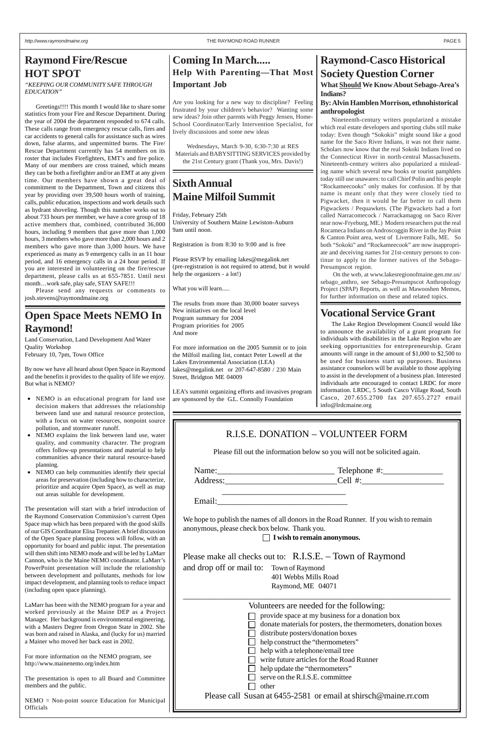# Raymond Fire/Rescue HOT SPOT

*"KEEPING OUR COMMUNITY SAFE THROUGH EDUCATION"*

Greetings!!!! This month I would like to share some statistics from your Fire and Rescue Department. During the year of 2004 the department responded to 674 calls. These calls range from emergency rescue calls, fires and car accidents to general calls for assistance such as wires down, false alarms, and unpermitted burns. The Fire/Rescue Department currently has 54 members on its roster that includes Firefighters, EMT's and fire police. Many of our members are cross trained, which means they can be both a firefighter and/or an EMT at any given time. Our members have shown a great deal of commitment to the Department, Town and citizens this year by providing over 39,500 hours worth of training, calls, public education, inspections and work details such as hydrant shoveling. Though this number works out to about 733 hours per member, we have a core group of 18 active members that, combined, contributed 36,000 hours, including 9 members that gave more than 1,000 hours, 3 members who gave more than 2,000 hours and 2 members who gave more than 3,000 hours. We have experienced as many as 9 emergency calls in an 11 hour period, and 16 emergency calls in a 24 hour period. If you are interested in volunteering on the fire/rescue department, please calls us at 655-7851. Until next month…work safe, play safe, STAY SAFE!!!

Please send any requests or comments to josh.stevens@raymondmaine.org

# Open Space Meets NEMO In Raymond!

Land Conservation, Land Development And Water Quality Workshop
February 10, 7pm, Town Office

By now we have all heard about Open Space in Raymond and the benefits it provides to the quality of life we enjoy. But what is NEMO?

- NEMO is an educational program for land use decision makers that addresses the relationship between land use and natural resource protection, with a focus on water resources, nonpoint source pollution, and stormwater runoff.
- NEMO explains the link between land use, water quality, and community character. The program offers follow-up presentations and material to help communities advance their natural resource-based planning.
- NEMO can help communities identify their special areas for preservation (including how to characterize, prioritize and acquire Open Space), as well as map out areas suitable for development.

The presentation will start with a brief introduction of the Raymond Conservation Commission's current Open Space map which has been prepared with the good skills of our GIS Coordinator Elisa Trepanier. A brief discussion of the Open Space planning process will follow, with an opportunity for board and public input. The presentation will then shift into NEMO mode and will be led by LaMarr Cannon, who is the Maine NEMO coordinator. LaMarr's PowerPoint presentation will include the relationship between development and pollutants, methods for low impact development, and planning tools to reduce impact (including open space planning).

LaMarr has been with the NEMO program for a year and worked previously at the Maine DEP as a Project Manager. Her background is environmental engineering, with a Masters Degree from Oregon State in 2002. She was born and raised in Alaska, and (lucky for us) married a Mainer who moved her back east in 2002.

For more information on the NEMO program, see http://www.mainenemo.org/index.htm

The presentation is open to all Board and Committee members and the public.

NEMO = Non-point source Education for Municipal Officials

# Coming In March.....

## Help With Parenting—That Most Important Job

Are you looking for a new way to discipline? Feeling frustrated by your children's behavior? Wanting some new ideas? Join other parents with Peggy Jensen, Home-School Coordinator/Early Intervention Specialist, for lively discussions and some new ideas

Wednesdays, March 9-30, 6:30-7:30 at RES Materials and BABYSITTING SERVICES provided by the 21st Century grant (Thank you, Mrs. Davis!)

# Sixth Annual Maine Milfoil Summit

Friday, February 25th
University of Southern Maine Lewiston-Auburn
9am until noon.

Registration is from 8:30 to 9:00 and is free

Please RSVP by emailing lakes@megalink.net (pre-registration is not required to attend, but it would help the organizers - a lot!)

What you will learn.....

The results from more than 30,000 boater surveys
New initiatives on the local level
Program summary for 2004
Program priorities for 2005
And more

For more information on the 2005 Summit or to join the Milfoil mailing list, contact Peter Lowell at the Lakes Environmental Association (LEA) lakes@megalink.net or 207-647-8580 / 230 Main Street, Bridgton ME 04009

LEA's summit organizing efforts and invasives program are sponsored by the G.L. Connolly Foundation

# Raymond-Casco Historical Society Question Corner

**What Should We Know About Sebago-Area's Indians?**

**By: Alvin Hamblen Morrison, ethnohistorical anthropologist**

Nineteenth-century writers popularized a mistake which real estate developers and sporting clubs still make today: Even though "Sokokis" might sound like a good name for the Saco River Indians, it was not their name. Scholars now know that the real Sokoki Indians lived on the Connecticut River in north-central Massachusetts. Nineteenth-century writers also popularized a misleading name which several new books or tourist pamphlets today still use unawares: to call Chief Polin and his people "Rockameecooks" only makes for confusion. If by that name is meant only that they were closely tied to Pigwacket, then it would be far better to call them Pigwackets / Pequawkets. (The Pigwackets had a fort called Narracomecock / Narrackamagog on Saco River near now-Fryeburg, ME.) Modern researchers put the real Rocameca Indians on Androscoggin River in the Jay Point & Canton Point area, west of Livermore Falls, ME. So both "Sokoki" and "Rockameecook" are now inappropriate and deceiving names for 21st-century persons to continue to apply to the former natives of the Sebago-Presumpscot region.

On the web, at www.lakesregionofmaine.gen.me.us/sebago_anthro, see Sebago-Presumpscot Anthropology Project (SPAP) Reports, as well as Mawooshen Memos, for further information on these and related topics.

# Vocational Service Grant

The Lake Region Development Council would like to announce the availability of a grant program for individuals with disabilities in the Lake Region who are seeking opportunities for entrepreneurship. Grant amounts will range in the amount of $1,000 to $2,500 to be used for business start up purposes. Business assistance counselors will be available to those applying to assist in the development of a business plan. Interested individuals arte encouraged to contact LRDC for more information. LRDC, 5 South Casco Village Road, South Casco, 207.655.2700 fax 207.655.2727 email info@lrdcmaine.org

## R.I.S.E. DONATION – VOLUNTEER FORM

Please fill out the information below so you will not be solicited again.

Name:_________________________ Telephone #:______________
Address:________________________Cell #:__________________
_____________________________
Email:______________________________

We hope to publish the names of all donors in the Road Runner. If you wish to remain anonymous, please check box below. Thank you.

☐ **I wish to remain anonymous.**

Please make all checks out to: R.I.S.E. – Town of Raymond
and drop off or mail to: Town of Raymond
401 Webbs Mills Road
Raymond, ME 04071

Volunteers are needed for the following:

- ☐ provide space at my business for a donation box
- ☐ donate materials for posters, the thermometers, donation boxes
- ☐ distribute posters/donation boxes
- ☐ help construct the "thermometers"
- ☐ help with a telephone/email tree
- ☐ write future articles for the Road Runner
- ☐ help update the "thermometers"
- ☐ serve on the R.I.S.E. committee
- ☐ other

Please call Susan at 6455-2581 or email at shirsch@maine.rr.com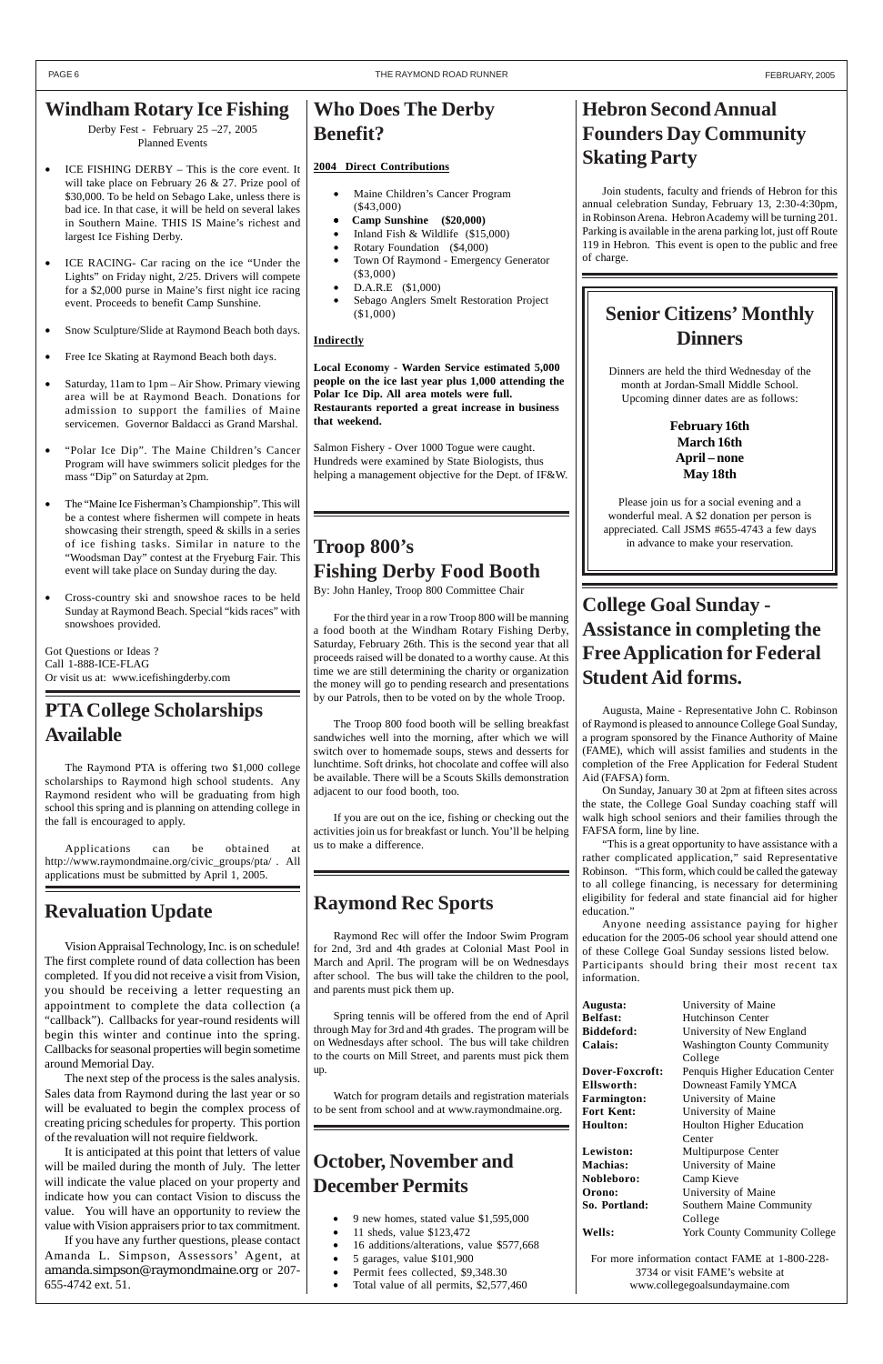## Windham Rotary Ice Fishing

Derby Fest - February 25 –27, 2005
Planned Events

- ICE FISHING DERBY – This is the core event. It will take place on February 26 & 27. Prize pool of $30,000. To be held on Sebago Lake, unless there is bad ice. In that case, it will be held on several lakes in Southern Maine. THIS IS Maine's richest and largest Ice Fishing Derby.
- ICE RACING- Car racing on the ice "Under the Lights" on Friday night, 2/25. Drivers will compete for a $2,000 purse in Maine's first night ice racing event. Proceeds to benefit Camp Sunshine.
- Snow Sculpture/Slide at Raymond Beach both days.
- Free Ice Skating at Raymond Beach both days.
- Saturday, 11am to 1pm – Air Show. Primary viewing area will be at Raymond Beach. Donations for admission to support the families of Maine servicemen. Governor Baldacci as Grand Marshal.
- "Polar Ice Dip". The Maine Children's Cancer Program will have swimmers solicit pledges for the mass "Dip" on Saturday at 2pm.
- The "Maine Ice Fisherman's Championship". This will be a contest where fishermen will compete in heats showcasing their strength, speed & skills in a series of ice fishing tasks. Similar in nature to the "Woodsman Day" contest at the Fryeburg Fair. This event will take place on Sunday during the day.
- Cross-country ski and snowshoe races to be held Sunday at Raymond Beach. Special "kids races" with snowshoes provided.

Got Questions or Ideas ?
Call 1-888-ICE-FLAG
Or visit us at: www.icefishingderby.com

## PTA College Scholarships Available

The Raymond PTA is offering two $1,000 college scholarships to Raymond high school students. Any Raymond resident who will be graduating from high school this spring and is planning on attending college in the fall is encouraged to apply.

Applications can be obtained at http://www.raymondmaine.org/civic_groups/pta/ . All applications must be submitted by April 1, 2005.

## Revaluation Update

Vision Appraisal Technology, Inc. is on schedule! The first complete round of data collection has been completed. If you did not receive a visit from Vision, you should be receiving a letter requesting an appointment to complete the data collection (a "callback"). Callbacks for year-round residents will begin this winter and continue into the spring. Callbacks for seasonal properties will begin sometime around Memorial Day.

The next step of the process is the sales analysis. Sales data from Raymond during the last year or so will be evaluated to begin the complex process of creating pricing schedules for property. This portion of the revaluation will not require fieldwork.

It is anticipated at this point that letters of value will be mailed during the month of July. The letter will indicate the value placed on your property and indicate how you can contact Vision to discuss the value. You will have an opportunity to review the value with Vision appraisers prior to tax commitment.

If you have any further questions, please contact Amanda L. Simpson, Assessors' Agent, at amanda.simpson@raymondmaine.org or 207-655-4742 ext. 51.

## Who Does The Derby Benefit?

**2004 Direct Contributions**

- Maine Children's Cancer Program ($43,000)
- **Camp Sunshine ($20,000)**
- Inland Fish & Wildlife ($15,000)
- Rotary Foundation ($4,000)
- Town Of Raymond - Emergency Generator ($3,000)
- D.A.R.E ($1,000)
- Sebago Anglers Smelt Restoration Project ($1,000)

**Indirectly**

**Local Economy - Warden Service estimated 5,000 people on the ice last year plus 1,000 attending the Polar Ice Dip. All area motels were full. Restaurants reported a great increase in business that weekend.**

Salmon Fishery - Over 1000 Togue were caught. Hundreds were examined by State Biologists, thus helping a management objective for the Dept. of IF&W.

## Troop 800's Fishing Derby Food Booth

By: John Hanley, Troop 800 Committee Chair

For the third year in a row Troop 800 will be manning a food booth at the Windham Rotary Fishing Derby, Saturday, February 26th. This is the second year that all proceeds raised will be donated to a worthy cause. At this time we are still determining the charity or organization the money will go to pending research and presentations by our Patrols, then to be voted on by the whole Troop.

The Troop 800 food booth will be selling breakfast sandwiches well into the morning, after which we will switch over to homemade soups, stews and desserts for lunchtime. Soft drinks, hot chocolate and coffee will also be available. There will be a Scouts Skills demonstration adjacent to our food booth, too.

If you are out on the ice, fishing or checking out the activities join us for breakfast or lunch. You'll be helping us to make a difference.

## Raymond Rec Sports

Raymond Rec will offer the Indoor Swim Program for 2nd, 3rd and 4th grades at Colonial Mast Pool in March and April. The program will be on Wednesdays after school. The bus will take the children to the pool, and parents must pick them up.

Spring tennis will be offered from the end of April through May for 3rd and 4th grades. The program will be on Wednesdays after school. The bus will take children to the courts on Mill Street, and parents must pick them up.

Watch for program details and registration materials to be sent from school and at www.raymondmaine.org.

## October, November and December Permits

- 9 new homes, stated value $1,595,000
- 11 sheds, value $123,472
- 16 additions/alterations, value $577,668
- 5 garages, value $101,900
- Permit fees collected, $9,348.30
- Total value of all permits, $2,577,460

## Hebron Second Annual Founders Day Community Skating Party

Join students, faculty and friends of Hebron for this annual celebration Sunday, February 13, 2:30-4:30pm, in Robinson Arena. Hebron Academy will be turning 201. Parking is available in the arena parking lot, just off Route 119 in Hebron. This event is open to the public and free of charge.

## Senior Citizens' Monthly Dinners

Dinners are held the third Wednesday of the month at Jordan-Small Middle School. Upcoming dinner dates are as follows:

**February 16th**
**March 16th**
**April – none**
**May 18th**

Please join us for a social evening and a wonderful meal. A $2 donation per person is appreciated. Call JSMS #655-4743 a few days in advance to make your reservation.

## College Goal Sunday - Assistance in completing the Free Application for Federal Student Aid forms.

Augusta, Maine - Representative John C. Robinson of Raymond is pleased to announce College Goal Sunday, a program sponsored by the Finance Authority of Maine (FAME), which will assist families and students in the completion of the Free Application for Federal Student Aid (FAFSA) form.

On Sunday, January 30 at 2pm at fifteen sites across the state, the College Goal Sunday coaching staff will walk high school seniors and their families through the FAFSA form, line by line.

"This is a great opportunity to have assistance with a rather complicated application," said Representative Robinson. "This form, which could be called the gateway to all college financing, is necessary for determining eligibility for federal and state financial aid for higher education."

Anyone needing assistance paying for higher education for the 2005-06 school year should attend one of these College Goal Sunday sessions listed below. Participants should bring their most recent tax information.

| | |
|---|---|
| **Augusta:** | University of Maine |
| **Belfast:** | Hutchinson Center |
| **Biddeford:** | University of New England |
| **Calais:** | Washington County Community College |
| **Dover-Foxcroft:** | Penquis Higher Education Center |
| **Ellsworth:** | Downeast Family YMCA |
| **Farmington:** | University of Maine |
| **Fort Kent:** | University of Maine |
| **Houlton:** | Houlton Higher Education Center |
| **Lewiston:** | Multipurpose Center |
| **Machias:** | University of Maine |
| **Nobleboro:** | Camp Kieve |
| **Orono:** | University of Maine |
| **So. Portland:** | Southern Maine Community College |
| **Wells:** | York County Community College |

For more information contact FAME at 1-800-228-3734 or visit FAME's website at www.collegegoalsundaymaine.com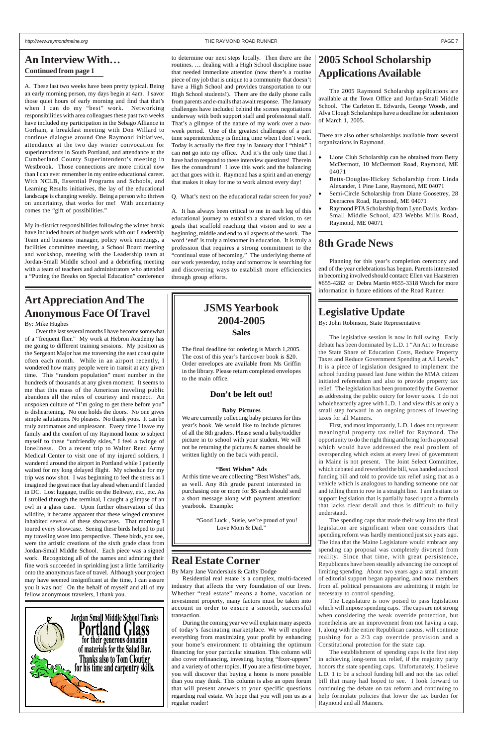## An Interview With…

**Continued from page 1**

A. These last two weeks have been pretty typical. Being an early morning person, my days begin at 4am. I savor those quiet hours of early morning and find that that's when I can do my "best" work. Networking responsibilities with area colleagues these past two weeks have included my participation in the Sebago Alliance in Gorham, a breakfast meeting with Don Willard to continue dialogue around One Raymond initiatives, attendance at the two day winter convocation for superintendents in South Portland, and attendance at the Cumberland County Superintendent's meeting in Westbrook. Those connections are more critical now than I can ever remember in my entire educational career. With NCLB, Essential Programs and Schools, and Learning Results initiatives, the lay of the educational landscape is changing weekly. Being a person who thrives on uncertainty, that works for me! With uncertainty comes the "gift of possibilities."

My in-district responsibilities following the winter break have included hours of budget work with our Leadership Team and business manager, policy work meetings, a facilities committee meeting, a School Board meeting and workshop, meeting with the Leadership team at Jordan-Small Middle school and a debriefing meeting with a team of teachers and administrators who attended a "Putting the Breaks on Special Education" conference to determine our next steps locally. Then there are the routines. … dealing with a High School discipline issue that needed immediate attention (now there's a routine piece of my job that is unique to a community that doesn't have a High School and provides transportation to our High School students!). There are the daily phone calls from parents and e-mails that await response. The January challenges have included behind the scenes negotiations underway with both support staff and professional staff. That's a glimpse of the nature of my work over a two-week period. One of the greatest challenges of a part time superintendency is finding time when I don't work. Today is actually the first day in January that I "think" I can ***not*** go into my office. And it's the only time that I have had to respond to these interview questions! Therein lies the conundrum! I love this work and the balancing act that goes with it. Raymond has a spirit and an energy that makes it okay for me to work almost every day!

Q. What's next on the educational radar screen for you?

A. It has always been critical to me in each leg of this educational journey to establish a shared vision, to set goals that scaffold reaching that vision and to see a beginning, middle and end to all aspects of the work. The word 'end' is truly a misnomer in education. It is truly a profession that requires a strong commitment to the "continual state of becoming." The underlying theme of our work yesterday, today and tomorrow is searching for and discovering ways to establish more efficiencies through group efforts.

## 2005 School Scholarship Applications Available

The 2005 Raymond Scholarship applications are available at the Town Office and Jordan-Small Middle School. The Carleton E. Edwards, George Woods, and Alva Clough Scholarships have a deadline for submission of March 1, 2005.

There are also other scholarships available from several organizations in Raymond.

- Lions Club Scholarship can be obtained from Betty McDermott, 10 McDermott Road, Raymond, ME 04071
- Betts-Douglas-Hickey Scholarship from Linda Alexander, 1 Pine Lane, Raymond, ME 04071
- Semi-Circle Scholarship from Diane Goosetrey, 28 Deeracres Road, Raymond, ME 04071
- Raymond PTA Scholarship from Lynn Davis, Jordan-Small Middle School, 423 Webbs Mills Road, Raymond, ME 04071

## 8th Grade News

Planning for this year's completion ceremony and end of the year celebrations has begun. Parents interested in becoming involved should contact: Ellen van Haasteren #655-4282 or Debra Martin #655-3318 Watch for more information in future editions of the Road Runner.

## Art Appreciation And The Anonymous Face Of Travel

By: Mike Hughes

Over the last several months I have become somewhat of a "frequent flier." My work at Hebron Academy has me going to different training sessions. My position as the Sergeant Major has me traversing the east coast quite often each month. While in an airport recently, I wondered how many people were in transit at any given time. This "random population" must number in the hundreds of thousands at any given moment. It seems to me that this mass of the American traveling public abandons all the rules of courtesy and respect. An unspoken culture of "I'm going to get there before you" is disheartening. No one holds the doors. No one gives simple salutations. No pleases. No thank yous. It can be truly automatous and unpleasant. Every time I leave my family and the comfort of my Raymond home to subject myself to these "unfriendly skies," I feel a twinge of loneliness. On a recent trip to Walter Reed Army Medical Center to visit one of my injured soldiers, I wandered around the airport in Portland while I patiently waited for my long delayed flight. My schedule for my trip was now shot. I was beginning to feel the stress as I imagined the great race that lay ahead when and if I landed in DC. Lost luggage, traffic on the Beltway, etc., etc. As I strolled through the terminal, I caught a glimpse of an owl in a glass case. Upon further observation of this wildlife, it became apparent that these winged creatures inhabited several of these showcases. That morning I toured every showcase. Seeing these birds helped to put my traveling woes into perspective. These birds, you see, were the artistic creations of the sixth grade class from Jordan-Small Middle School. Each piece was a signed work. Recognizing all of the names and admiring their fine work succeeded in sprinkling just a little familiarity onto the anonymous face of travel. Although your project may have seemed insignificant at the time, I can assure you it was not! On the behalf of myself and all of my fellow anonymous travelers, I thank you.

Jordan Small Middle School Thanks **Portland Glass** for their generous donation of materials for the Salad Bar. Thanks also to Tom Cloutier for his time and carpentry skills.

## JSMS Yearbook 2004-2005 Sales

The final deadline for ordering is March 1,2005. The cost of this year's hardcover book is $20. Order envelopes are available from Ms Griffin in the library. Please return completed envelopes to the main office.

### Don't be left out!

**Baby Pictures**

We are currently collecting baby pictures for this year's book. We would like to include pictures of all the 8th graders. Please send a baby/toddler picture in to school with your student. We will not be returning the pictures & names should be written lightly on the back with pencil.

**"Best Wishes" Ads**

At this time we are collecting "Best Wishes" ads, as well. Any 8th grade parent interested in purchasing one or more for $5 each should send a short message along with payment attention: yearbook. Example:

"Good Luck , Susie, we're proud of you!
Love Mom & Dad."

## Real Estate Corner

By Mary Jane Vandersluis & Cathy Dodge

Residential real estate is a complex, multi-faceted industry that affects the very foundation of our lives. Whether "real estate" means a home, vacation or investment property, many factors must be taken into account in order to ensure a smooth, successful transaction.

During the coming year we will explain many aspects of today's fascinating marketplace. We will explore everything from maximizing your profit by enhancing your home's environment to obtaining the optimum financing for your particular situation. This column will also cover refinancing, investing, buying "fixer-uppers" and a variety of other topics. If you are a first-time buyer, you will discover that buying a home is more possible than you may think. This column is also an open forum that will present answers to your specific questions regarding real estate. We hope that you will join us as a regular reader!

## Legislative Update

By: John Robinson, State Representative

The legislative session is now in full swing. Early debate has been dominated by L.D. 1 "An Act to Increase the State Share of Education Costs, Reduce Property Taxes and Reduce Government Spending at All Levels." It is a piece of legislation designed to implement the school funding passed last June within the MMA citizen initiated referendum and also to provide property tax relief. The legislation has been promoted by the Governor as addressing the public outcry for lower taxes. I do not wholeheartedly agree with L.D. 1 and view this as only a small step forward in an ongoing process of lowering taxes for all Mainers.

First, and most importantly, L.D. 1 does not represent meaningful property tax relief for Raymond. The opportunity to do the right thing and bring forth a proposal which would have addressed the real problem of overspending which exists at every level of government in Maine is not present. The Joint Select Committee, which debated and reworked the bill, was handed a school funding bill and told to provide tax relief using that as a vehicle which is analogous to handing someone one oar and telling them to row in a straight line. I am hesitant to support legislation that is partially based upon a formula that lacks clear detail and thus is difficult to fully understand.

The spending caps that made their way into the final legislation are significant when one considers that spending reform was hardly mentioned just six years ago. The idea that the Maine Legislature would embrace any spending cap proposal was completely divorced from reality. Since that time, with great persistence, Republicans have been steadily advancing the concept of limiting spending. About two years ago a small amount of editorial support began appearing, and now members from all political persuasions are admitting it might be necessary to control spending.

The Legislature is now poised to pass legislation which will impose spending caps. The caps are not strong when considering the weak override protection, but nonetheless are an improvement from not having a cap. I, along with the entire Republican caucus, will continue pushing for a 2/3 cap override provision and a Constitutional protection for the state cap.

The establishment of spending caps is the first step in achieving long-term tax relief, if the majority party honors the state spending caps. Unfortunately, I believe L.D. 1 to be a school funding bill and not the tax relief bill that many had hoped to see. I look forward to continuing the debate on tax reform and continuing to help formulate policies that lower the tax burden for Raymond and all Mainers.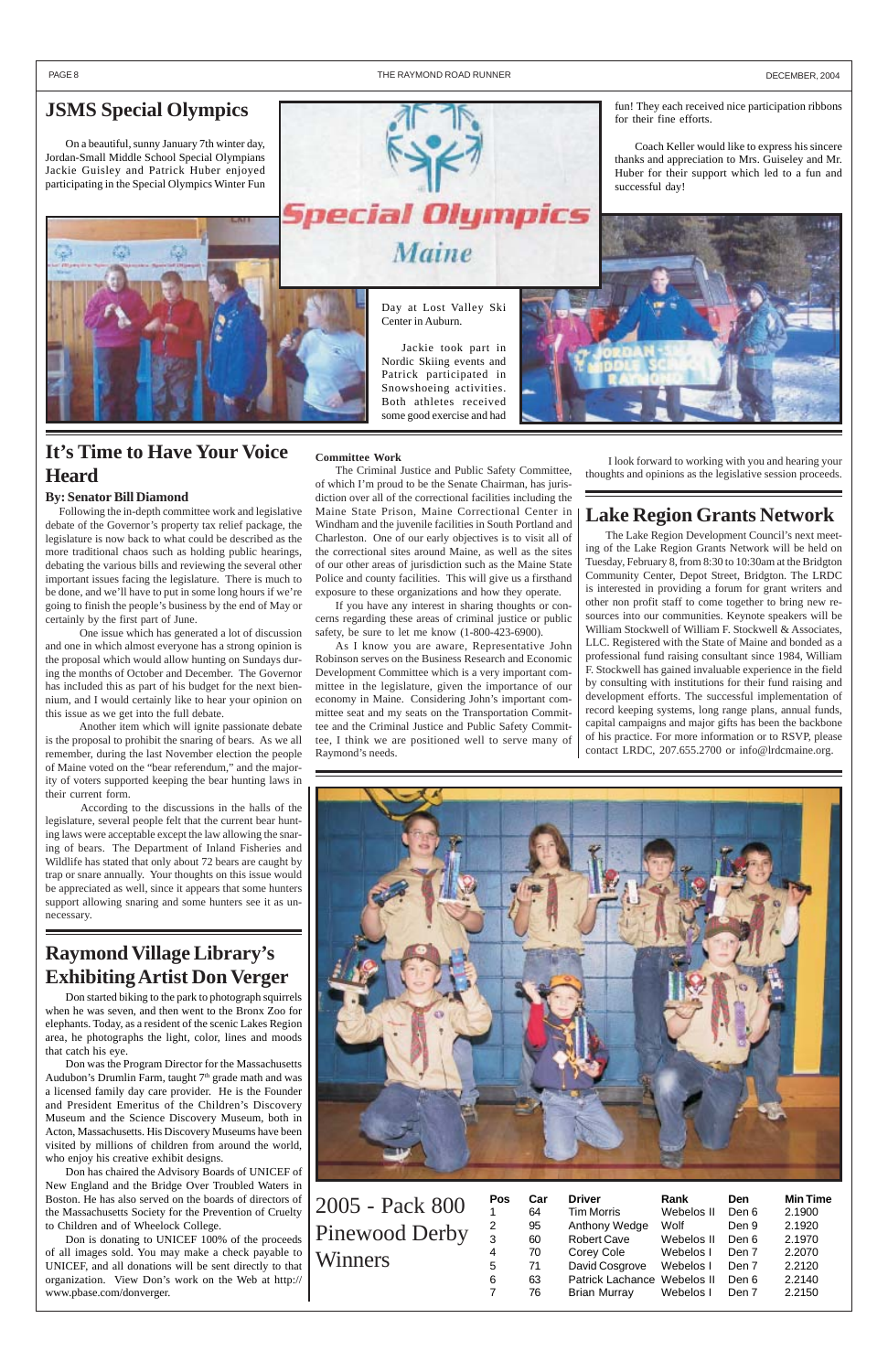# JSMS Special Olympics

On a beautiful, sunny January 7th winter day, Jordan-Small Middle School Special Olympians Jackie Guisley and Patrick Huber enjoyed participating in the Special Olympics Winter Fun Day at Lost Valley Ski Center in Auburn.

Jackie took part in Nordic Skiing events and Patrick participated in Snowshoeing activities. Both athletes received some good exercise and had fun! They each received nice participation ribbons for their fine efforts.

Coach Keller would like to express his sincere thanks and appreciation to Mrs. Guiseley and Mr. Huber for their support which led to a fun and successful day!

# It's Time to Have Your Voice Heard

**By: Senator Bill Diamond**

Following the in-depth committee work and legislative debate of the Governor's property tax relief package, the legislature is now back to what could be described as the more traditional chaos such as holding public hearings, debating the various bills and reviewing the several other important issues facing the legislature. There is much to be done, and we'll have to put in some long hours if we're going to finish the people's business by the end of May or certainly by the first part of June.

One issue which has generated a lot of discussion and one in which almost everyone has a strong opinion is the proposal which would allow hunting on Sundays during the months of October and December. The Governor has included this as part of his budget for the next biennium, and I would certainly like to hear your opinion on this issue as we get into the full debate.

Another item which will ignite passionate debate is the proposal to prohibit the snaring of bears. As we all remember, during the last November election the people of Maine voted on the "bear referendum," and the majority of voters supported keeping the bear hunting laws in their current form.

According to the discussions in the halls of the legislature, several people felt that the current bear hunting laws were acceptable except the law allowing the snaring of bears. The Department of Inland Fisheries and Wildlife has stated that only about 72 bears are caught by trap or snare annually. Your thoughts on this issue would be appreciated as well, since it appears that some hunters support allowing snaring and some hunters see it as unnecessary.

**Committee Work**

The Criminal Justice and Public Safety Committee, of which I'm proud to be the Senate Chairman, has jurisdiction over all of the correctional facilities including the Maine State Prison, Maine Correctional Center in Windham and the juvenile facilities in South Portland and Charleston. One of our early objectives is to visit all of the correctional sites around Maine, as well as the sites of our other areas of jurisdiction such as the Maine State Police and county facilities. This will give us a firsthand exposure to these organizations and how they operate.

If you have any interest in sharing thoughts or concerns regarding these areas of criminal justice or public safety, be sure to let me know (1-800-423-6900).

As I know you are aware, Representative John Robinson serves on the Business Research and Economic Development Committee which is a very important committee in the legislature, given the importance of our economy in Maine. Considering John's important committee seat and my seats on the Transportation Committee and the Criminal Justice and Public Safety Committee, I think we are positioned well to serve many of Raymond's needs.

I look forward to working with you and hearing your thoughts and opinions as the legislative session proceeds.

# Lake Region Grants Network

The Lake Region Development Council's next meeting of the Lake Region Grants Network will be held on Tuesday, February 8, from 8:30 to 10:30am at the Bridgton Community Center, Depot Street, Bridgton. The LRDC is interested in providing a forum for grant writers and other non profit staff to come together to bring new resources into our communities. Keynote speakers will be William Stockwell of William F. Stockwell & Associates, LLC. Registered with the State of Maine and bonded as a professional fund raising consultant since 1984, William F. Stockwell has gained invaluable experience in the field by consulting with institutions for their fund raising and development efforts. The successful implementation of record keeping systems, long range plans, annual funds, capital campaigns and major gifts has been the backbone of his practice. For more information or to RSVP, please contact LRDC, 207.655.2700 or info@lrdcmaine.org.

# Raymond Village Library's Exhibiting Artist Don Verger

Don started biking to the park to photograph squirrels when he was seven, and then went to the Bronx Zoo for elephants. Today, as a resident of the scenic Lakes Region area, he photographs the light, color, lines and moods that catch his eye.

Don was the Program Director for the Massachusetts Audubon's Drumlin Farm, taught 7th grade math and was a licensed family day care provider. He is the Founder and President Emeritus of the Children's Discovery Museum and the Science Discovery Museum, both in Acton, Massachusetts. His Discovery Museums have been visited by millions of children from around the world, who enjoy his creative exhibit designs.

Don has chaired the Advisory Boards of UNICEF of New England and the Bridge Over Troubled Waters in Boston. He has also served on the boards of directors of the Massachusetts Society for the Prevention of Cruelty to Children and of Wheelock College.

Don is donating to UNICEF 100% of the proceeds of all images sold. You may make a check payable to UNICEF, and all donations will be sent directly to that organization. View Don's work on the Web at http://www.pbase.com/donverger.

# 2005 - Pack 800 Pinewood Derby Winners

| Pos | Car | Driver | Rank | Den | Min Time |
|---|---|---|---|---|---|
| 1 | 64 | Tim Morris | Webelos II | Den 6 | 2.1900 |
| 2 | 95 | Anthony Wedge | Wolf | Den 9 | 2.1920 |
| 3 | 60 | Robert Cave | Webelos II | Den 6 | 2.1970 |
| 4 | 70 | Corey Cole | Webelos I | Den 7 | 2.2070 |
| 5 | 71 | David Cosgrove | Webelos I | Den 7 | 2.2120 |
| 6 | 63 | Patrick Lachance | Webelos II | Den 6 | 2.2140 |
| 7 | 76 | Brian Murray | Webelos I | Den 7 | 2.2150 |